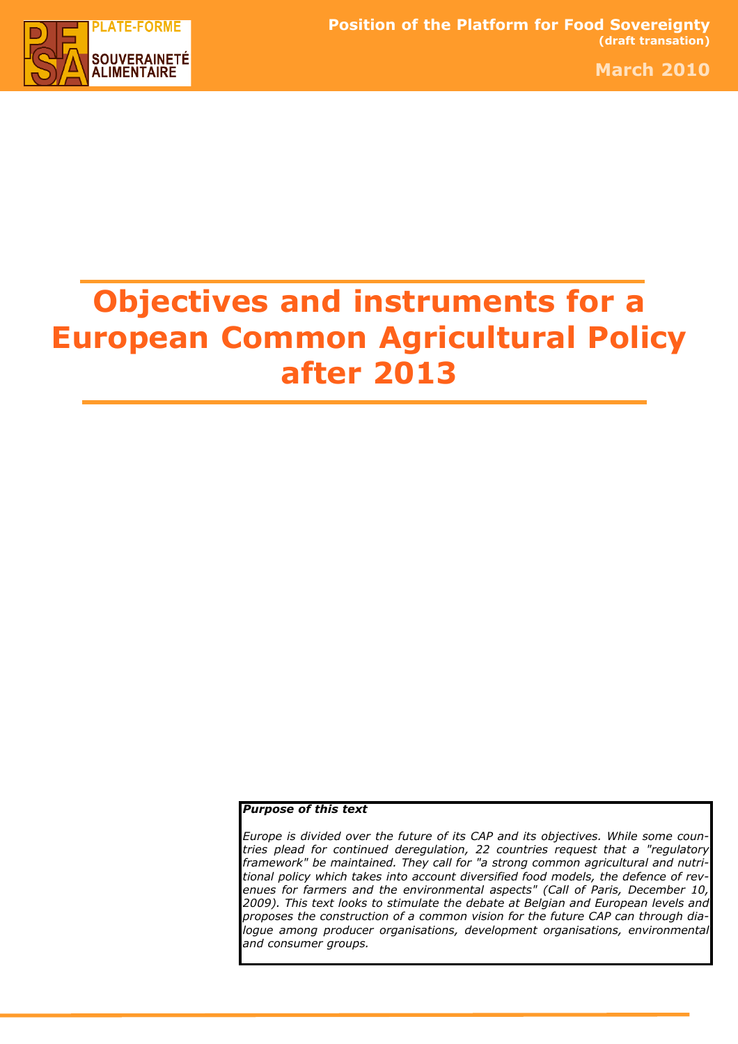PLATE-FORME SOUVERAINETÉ ALIMENTAIRE

**Position of the Platform for Food Sovereignty**
**(draft transation)**

**March 2010**

# Objectives and instruments for a European Common Agricultural Policy after 2013

***Purpose of this text***

*Europe is divided over the future of its CAP and its objectives. While some countries plead for continued deregulation, 22 countries request that a "regulatory framework" be maintained. They call for "a strong common agricultural and nutritional policy which takes into account diversified food models, the defence of revenues for farmers and the environmental aspects" (Call of Paris, December 10, 2009). This text looks to stimulate the debate at Belgian and European levels and proposes the construction of a common vision for the future CAP can through dialogue among producer organisations, development organisations, environmental and consumer groups.*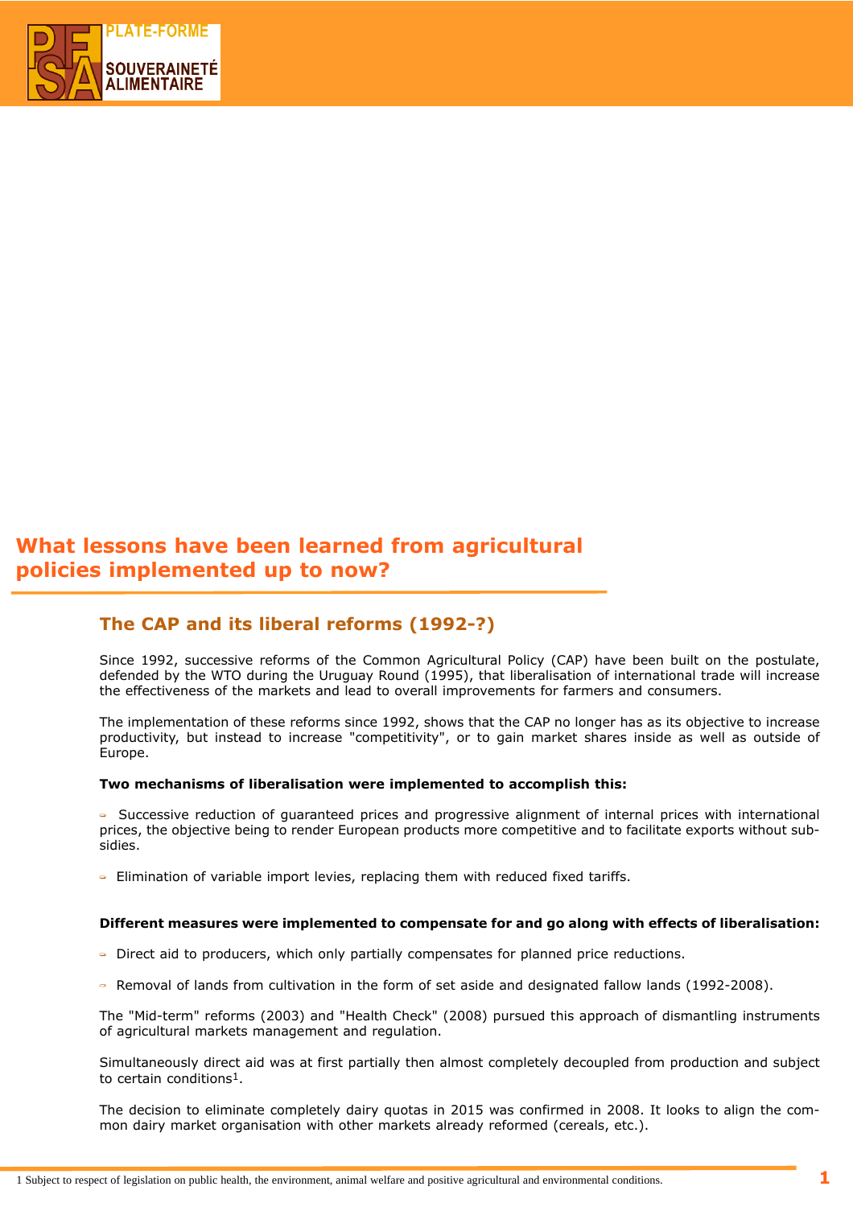# What lessons have been learned from agricultural policies implemented up to now?

## The CAP and its liberal reforms (1992-?)

Since 1992, successive reforms of the Common Agricultural Policy (CAP) have been built on the postulate, defended by the WTO during the Uruguay Round (1995), that liberalisation of international trade will increase the effectiveness of the markets and lead to overall improvements for farmers and consumers.

The implementation of these reforms since 1992, shows that the CAP no longer has as its objective to increase productivity, but instead to increase "competitivity", or to gain market shares inside as well as outside of Europe.

**Two mechanisms of liberalisation were implemented to accomplish this:**

- Successive reduction of guaranteed prices and progressive alignment of internal prices with international prices, the objective being to render European products more competitive and to facilitate exports without subsidies.
- Elimination of variable import levies, replacing them with reduced fixed tariffs.

**Different measures were implemented to compensate for and go along with effects of liberalisation:**

- Direct aid to producers, which only partially compensates for planned price reductions.
- Removal of lands from cultivation in the form of set aside and designated fallow lands (1992-2008).

The "Mid-term" reforms (2003) and "Health Check" (2008) pursued this approach of dismantling instruments of agricultural markets management and regulation.

Simultaneously direct aid was at first partially then almost completely decoupled from production and subject to certain conditions[1].

The decision to eliminate completely dairy quotas in 2015 was confirmed in 2008. It looks to align the common dairy market organisation with other markets already reformed (cereals, etc.).

[1] Subject to respect of legislation on public health, the environment, animal welfare and positive agricultural and environmental conditions.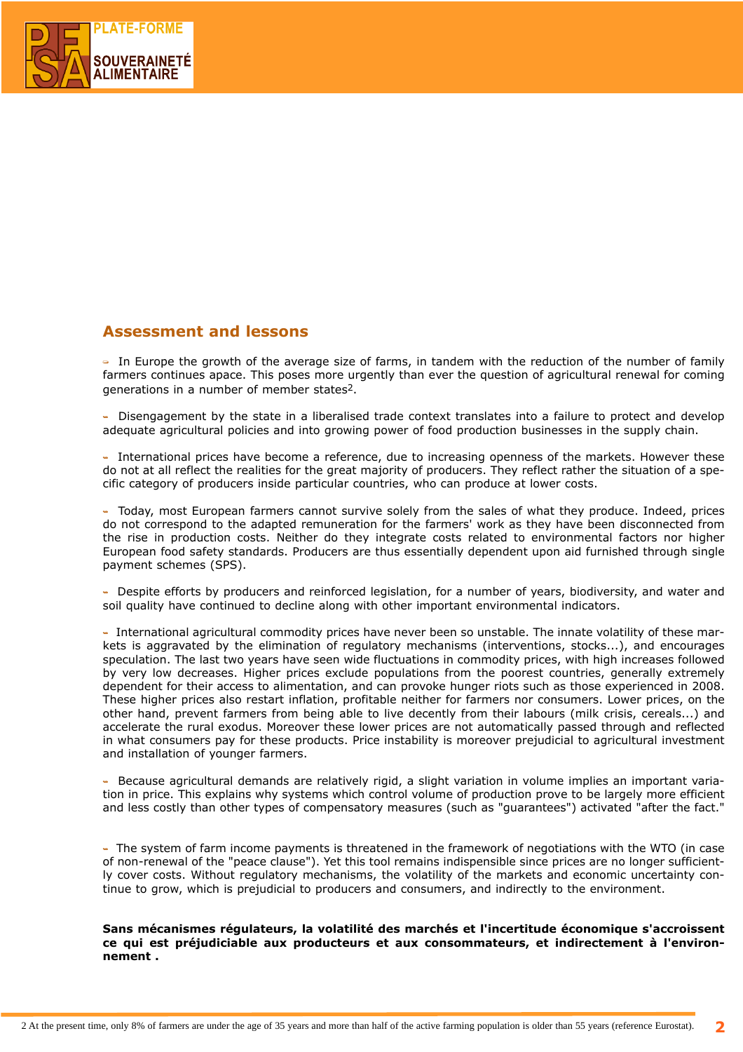## Assessment and lessons

- In Europe the growth of the average size of farms, in tandem with the reduction of the number of family farmers continues apace. This poses more urgently than ever the question of agricultural renewal for coming generations in a number of member states[2].

- Disengagement by the state in a liberalised trade context translates into a failure to protect and develop adequate agricultural policies and into growing power of food production businesses in the supply chain.

- International prices have become a reference, due to increasing openness of the markets. However these do not at all reflect the realities for the great majority of producers. They reflect rather the situation of a specific category of producers inside particular countries, who can produce at lower costs.

- Today, most European farmers cannot survive solely from the sales of what they produce. Indeed, prices do not correspond to the adapted remuneration for the farmers' work as they have been disconnected from the rise in production costs. Neither do they integrate costs related to environmental factors nor higher European food safety standards. Producers are thus essentially dependent upon aid furnished through single payment schemes (SPS).

- Despite efforts by producers and reinforced legislation, for a number of years, biodiversity, and water and soil quality have continued to decline along with other important environmental indicators.

- International agricultural commodity prices have never been so unstable. The innate volatility of these markets is aggravated by the elimination of regulatory mechanisms (interventions, stocks...), and encourages speculation. The last two years have seen wide fluctuations in commodity prices, with high increases followed by very low decreases. Higher prices exclude populations from the poorest countries, generally extremely dependent for their access to alimentation, and can provoke hunger riots such as those experienced in 2008. These higher prices also restart inflation, profitable neither for farmers nor consumers. Lower prices, on the other hand, prevent farmers from being able to live decently from their labours (milk crisis, cereals...) and accelerate the rural exodus. Moreover these lower prices are not automatically passed through and reflected in what consumers pay for these products. Price instability is moreover prejudicial to agricultural investment and installation of younger farmers.

- Because agricultural demands are relatively rigid, a slight variation in volume implies an important variation in price. This explains why systems which control volume of production prove to be largely more efficient and less costly than other types of compensatory measures (such as "guarantees") activated "after the fact."

- The system of farm income payments is threatened in the framework of negotiations with the WTO (in case of non-renewal of the "peace clause"). Yet this tool remains indispensible since prices are no longer sufficiently cover costs. Without regulatory mechanisms, the volatility of the markets and economic uncertainty continue to grow, which is prejudicial to producers and consumers, and indirectly to the environment.

**Sans mécanismes régulateurs, la volatilité des marchés et l'incertitude économique s'accroissent ce qui est préjudiciable aux producteurs et aux consommateurs, et indirectement à l'environnement .**

[2] At the present time, only 8% of farmers are under the age of 35 years and more than half of the active farming population is older than 55 years (reference Eurostat).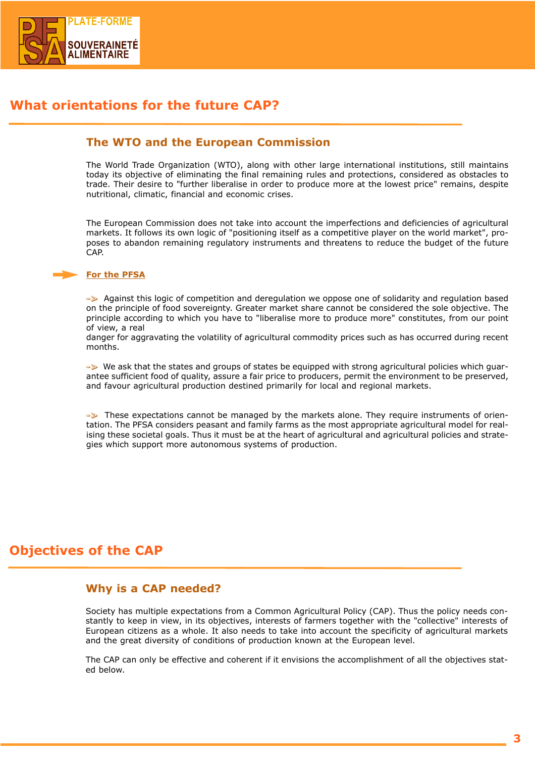# What orientations for the future CAP?

## The WTO and the European Commission

The World Trade Organization (WTO), along with other large international institutions, still maintains today its objective of eliminating the final remaining rules and protections, considered as obstacles to trade. Their desire to "further liberalise in order to produce more at the lowest price" remains, despite nutritional, climatic, financial and economic crises.

The European Commission does not take into account the imperfections and deficiencies of agricultural markets. It follows its own logic of "positioning itself as a competitive player on the world market", proposes to abandon remaining regulatory instruments and threatens to reduce the budget of the future CAP.

**For the PFSA**

- Against this logic of competition and deregulation we oppose one of solidarity and regulation based on the principle of food sovereignty. Greater market share cannot be considered the sole objective. The principle according to which you have to "liberalise more to produce more" constitutes, from our point of view, a real danger for aggravating the volatility of agricultural commodity prices such as has occurred during recent months.

- We ask that the states and groups of states be equipped with strong agricultural policies which guarantee sufficient food of quality, assure a fair price to producers, permit the environment to be preserved, and favour agricultural production destined primarily for local and regional markets.

- These expectations cannot be managed by the markets alone. They require instruments of orientation. The PFSA considers peasant and family farms as the most appropriate agricultural model for realising these societal goals. Thus it must be at the heart of agricultural and agricultural policies and strategies which support more autonomous systems of production.

# Objectives of the CAP

## Why is a CAP needed?

Society has multiple expectations from a Common Agricultural Policy (CAP). Thus the policy needs constantly to keep in view, in its objectives, interests of farmers together with the "collective" interests of European citizens as a whole. It also needs to take into account the specificity of agricultural markets and the great diversity of conditions of production known at the European level.

The CAP can only be effective and coherent if it envisions the accomplishment of all the objectives stated below.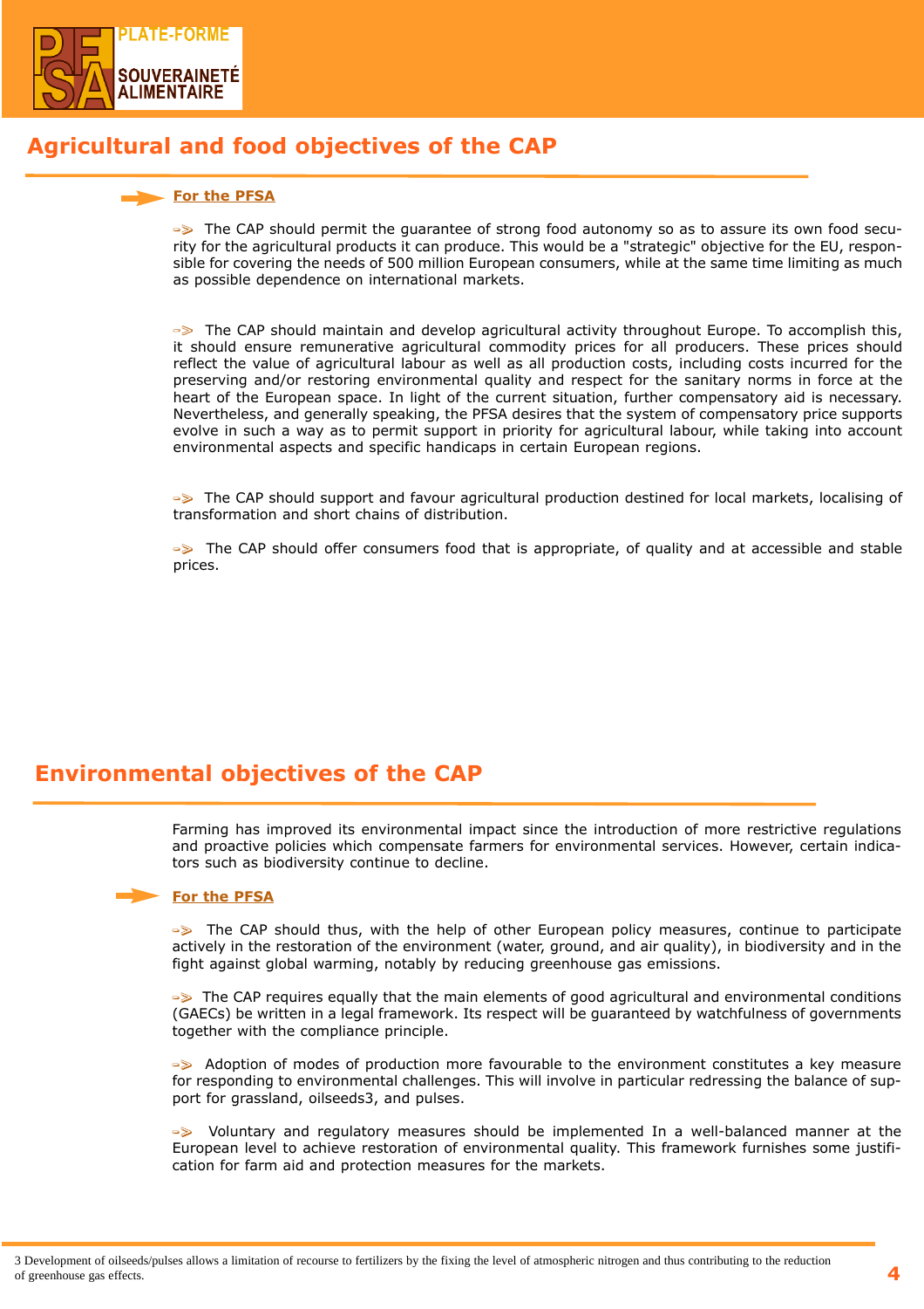## Agricultural and food objectives of the CAP

**For the PFSA**

- The CAP should permit the guarantee of strong food autonomy so as to assure its own food security for the agricultural products it can produce. This would be a "strategic" objective for the EU, responsible for covering the needs of 500 million European consumers, while at the same time limiting as much as possible dependence on international markets.

- The CAP should maintain and develop agricultural activity throughout Europe. To accomplish this, it should ensure remunerative agricultural commodity prices for all producers. These prices should reflect the value of agricultural labour as well as all production costs, including costs incurred for the preserving and/or restoring environmental quality and respect for the sanitary norms in force at the heart of the European space. In light of the current situation, further compensatory aid is necessary. Nevertheless, and generally speaking, the PFSA desires that the system of compensatory price supports evolve in such a way as to permit support in priority for agricultural labour, while taking into account environmental aspects and specific handicaps in certain European regions.

- The CAP should support and favour agricultural production destined for local markets, localising of transformation and short chains of distribution.

- The CAP should offer consumers food that is appropriate, of quality and at accessible and stable prices.

## Environmental objectives of the CAP

Farming has improved its environmental impact since the introduction of more restrictive regulations and proactive policies which compensate farmers for environmental services. However, certain indicators such as biodiversity continue to decline.

**For the PFSA**

- The CAP should thus, with the help of other European policy measures, continue to participate actively in the restoration of the environment (water, ground, and air quality), in biodiversity and in the fight against global warming, notably by reducing greenhouse gas emissions.

- The CAP requires equally that the main elements of good agricultural and environmental conditions (GAECs) be written in a legal framework. Its respect will be guaranteed by watchfulness of governments together with the compliance principle.

- Adoption of modes of production more favourable to the environment constitutes a key measure for responding to environmental challenges. This will involve in particular redressing the balance of support for grassland, oilseeds[3], and pulses.

- Voluntary and regulatory measures should be implemented In a well-balanced manner at the European level to achieve restoration of environmental quality. This framework furnishes some justification for farm aid and protection measures for the markets.

---

3 Development of oilseeds/pulses allows a limitation of recourse to fertilizers by the fixing the level of atmospheric nitrogen and thus contributing to the reduction of greenhouse gas effects.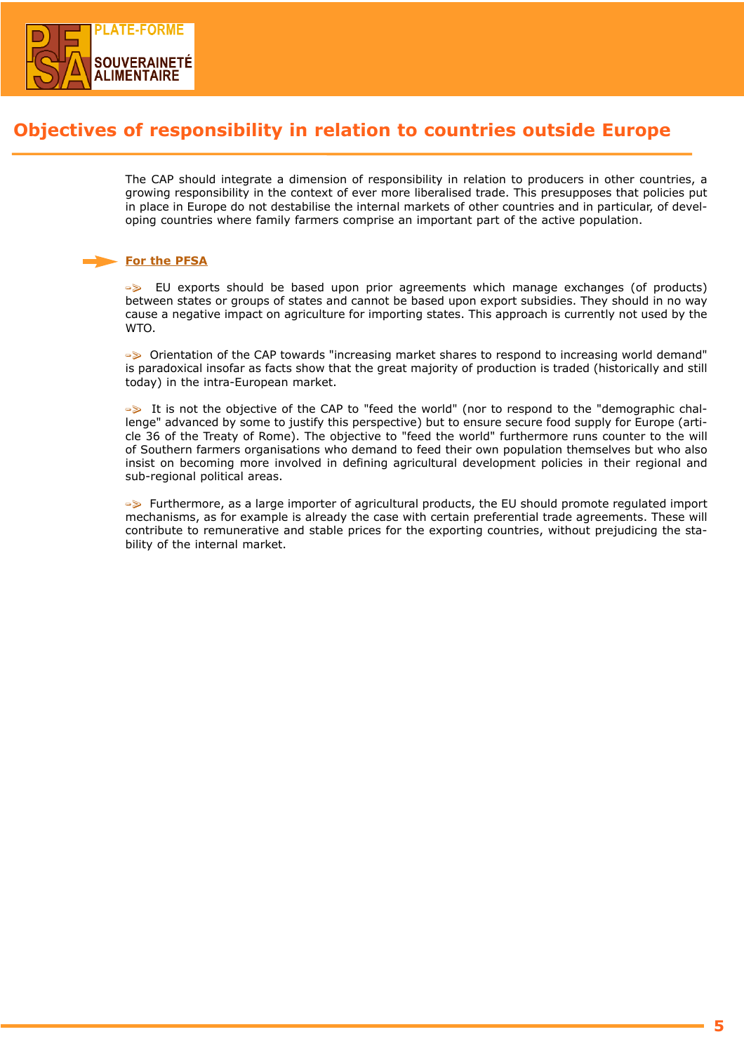## Objectives of responsibility in relation to countries outside Europe

The CAP should integrate a dimension of responsibility in relation to producers in other countries, a growing responsibility in the context of ever more liberalised trade. This presupposes that policies put in place in Europe do not destabilise the internal markets of other countries and in particular, of developing countries where family farmers comprise an important part of the active population.

**For the PFSA**

- EU exports should be based upon prior agreements which manage exchanges (of products) between states or groups of states and cannot be based upon export subsidies. They should in no way cause a negative impact on agriculture for importing states. This approach is currently not used by the WTO.

- Orientation of the CAP towards "increasing market shares to respond to increasing world demand" is paradoxical insofar as facts show that the great majority of production is traded (historically and still today) in the intra-European market.

- It is not the objective of the CAP to "feed the world" (nor to respond to the "demographic challenge" advanced by some to justify this perspective) but to ensure secure food supply for Europe (article 36 of the Treaty of Rome). The objective to "feed the world" furthermore runs counter to the will of Southern farmers organisations who demand to feed their own population themselves but who also insist on becoming more involved in defining agricultural development policies in their regional and sub-regional political areas.

- Furthermore, as a large importer of agricultural products, the EU should promote regulated import mechanisms, as for example is already the case with certain preferential trade agreements. These will contribute to remunerative and stable prices for the exporting countries, without prejudicing the stability of the internal market.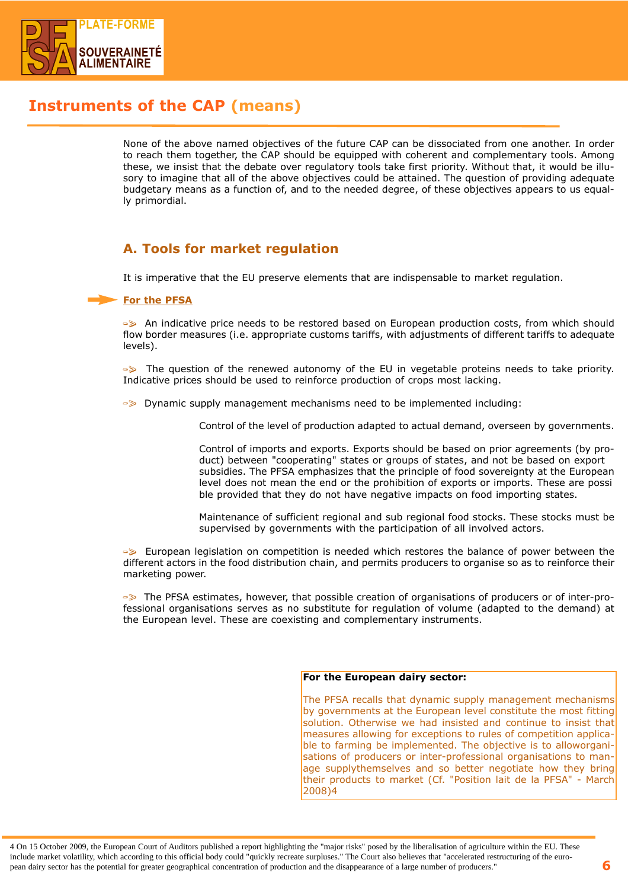# Instruments of the CAP (means)

None of the above named objectives of the future CAP can be dissociated from one another. In order to reach them together, the CAP should be equipped with coherent and complementary tools. Among these, we insist that the debate over regulatory tools take first priority. Without that, it would be illusory to imagine that all of the above objectives could be attained. The question of providing adequate budgetary means as a function of, and to the needed degree, of these objectives appears to us equally primordial.

## A. Tools for market regulation

It is imperative that the EU preserve elements that are indispensable to market regulation.

**For the PFSA**

- An indicative price needs to be restored based on European production costs, from which should flow border measures (i.e. appropriate customs tariffs, with adjustments of different tariffs to adequate levels).

- The question of the renewed autonomy of the EU in vegetable proteins needs to take priority. Indicative prices should be used to reinforce production of crops most lacking.

- Dynamic supply management mechanisms need to be implemented including:

  Control of the level of production adapted to actual demand, overseen by governments.

  Control of imports and exports. Exports should be based on prior agreements (by product) between "cooperating" states or groups of states, and not be based on export subsidies. The PFSA emphasizes that the principle of food sovereignty at the European level does not mean the end or the prohibition of exports or imports. These are possible provided that they do not have negative impacts on food importing states.

  Maintenance of sufficient regional and sub regional food stocks. These stocks must be supervised by governments with the participation of all involved actors.

- European legislation on competition is needed which restores the balance of power between the different actors in the food distribution chain, and permits producers to organise so as to reinforce their marketing power.

- The PFSA estimates, however, that possible creation of organisations of producers or of inter-professional organisations serves as no substitute for regulation of volume (adapted to the demand) at the European level. These are coexisting and complementary instruments.

**For the European dairy sector:**

The PFSA recalls that dynamic supply management mechanisms by governments at the European level constitute the most fitting solution. Otherwise we had insisted and continue to insist that measures allowing for exceptions to rules of competition applicable to farming be implemented. The objective is to alloworganisations of producers or inter-professional organisations to manage supplythemselves and so better negotiate how they bring their products to market (Cf. "Position lait de la PFSA" - March 2008)[4]

[4] On 15 October 2009, the European Court of Auditors published a report highlighting the "major risks" posed by the liberalisation of agriculture within the EU. These include market volatility, which according to this official body could "quickly recreate surpluses." The Court also believes that "accelerated restructuring of the european dairy sector has the potential for greater geographical concentration of production and the disappearance of a large number of producers."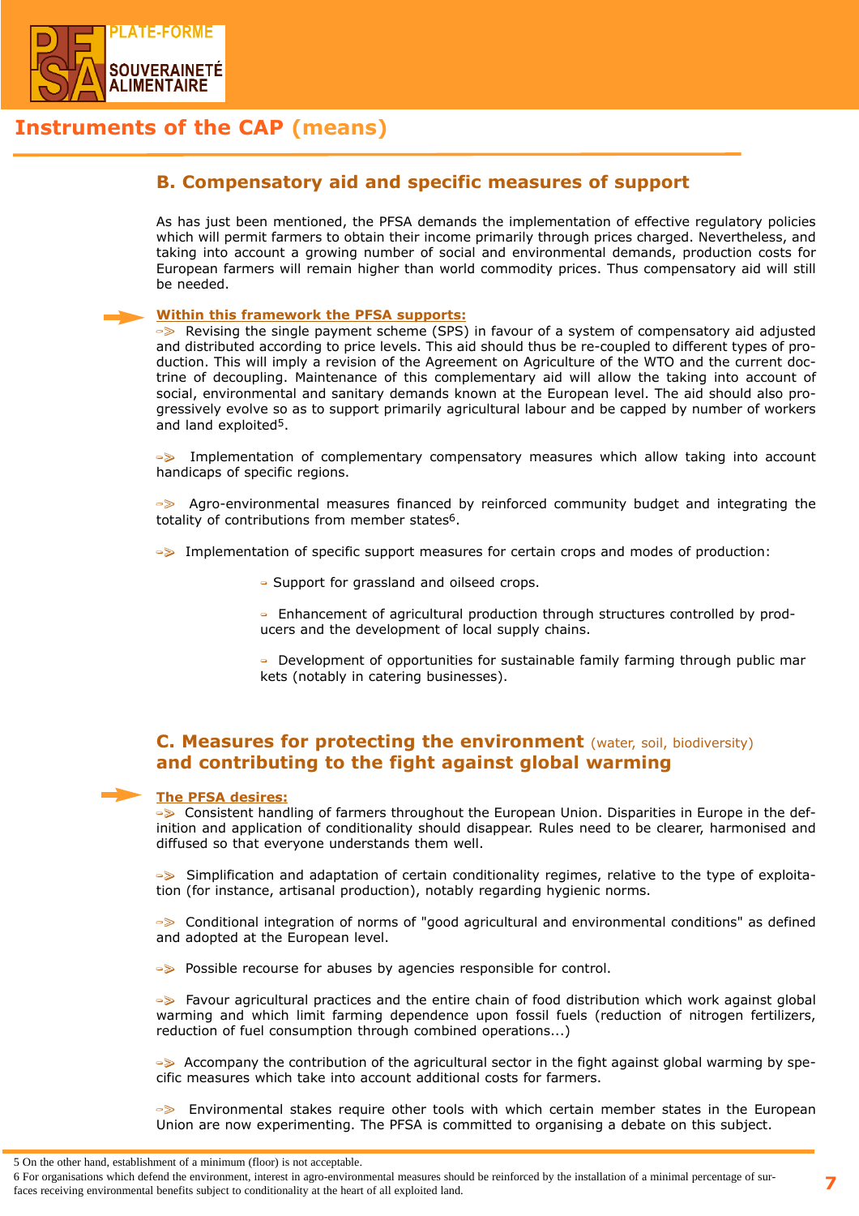# Instruments of the CAP (means)

## B. Compensatory aid and specific measures of support

As has just been mentioned, the PFSA demands the implementation of effective regulatory policies which will permit farmers to obtain their income primarily through prices charged. Nevertheless, and taking into account a growing number of social and environmental demands, production costs for European farmers will remain higher than world commodity prices. Thus compensatory aid will still be needed.

**Within this framework the PFSA supports:**

- Revising the single payment scheme (SPS) in favour of a system of compensatory aid adjusted and distributed according to price levels. This aid should thus be re-coupled to different types of production. This will imply a revision of the Agreement on Agriculture of the WTO and the current doctrine of decoupling. Maintenance of this complementary aid will allow the taking into account of social, environmental and sanitary demands known at the European level. The aid should also progressively evolve so as to support primarily agricultural labour and be capped by number of workers and land exploited[5].

- Implementation of complementary compensatory measures which allow taking into account handicaps of specific regions.

- Agro-environmental measures financed by reinforced community budget and integrating the totality of contributions from member states[6].

- Implementation of specific support measures for certain crops and modes of production:
  - Support for grassland and oilseed crops.
  - Enhancement of agricultural production through structures controlled by producers and the development of local supply chains.
  - Development of opportunities for sustainable family farming through public mar kets (notably in catering businesses).

## C. Measures for protecting the environment (water, soil, biodiversity) and contributing to the fight against global warming

**The PFSA desires:**

- Consistent handling of farmers throughout the European Union. Disparities in Europe in the definition and application of conditionality should disappear. Rules need to be clearer, harmonised and diffused so that everyone understands them well.

- Simplification and adaptation of certain conditionality regimes, relative to the type of exploitation (for instance, artisanal production), notably regarding hygienic norms.

- Conditional integration of norms of "good agricultural and environmental conditions" as defined and adopted at the European level.

- Possible recourse for abuses by agencies responsible for control.

- Favour agricultural practices and the entire chain of food distribution which work against global warming and which limit farming dependence upon fossil fuels (reduction of nitrogen fertilizers, reduction of fuel consumption through combined operations...)

- Accompany the contribution of the agricultural sector in the fight against global warming by specific measures which take into account additional costs for farmers.

- Environmental stakes require other tools with which certain member states in the European Union are now experimenting. The PFSA is committed to organising a debate on this subject.

---

5 On the other hand, establishment of a minimum (floor) is not acceptable.

6 For organisations which defend the environment, interest in agro-environmental measures should be reinforced by the installation of a minimal percentage of surfaces receiving environmental benefits subject to conditionality at the heart of all exploited land.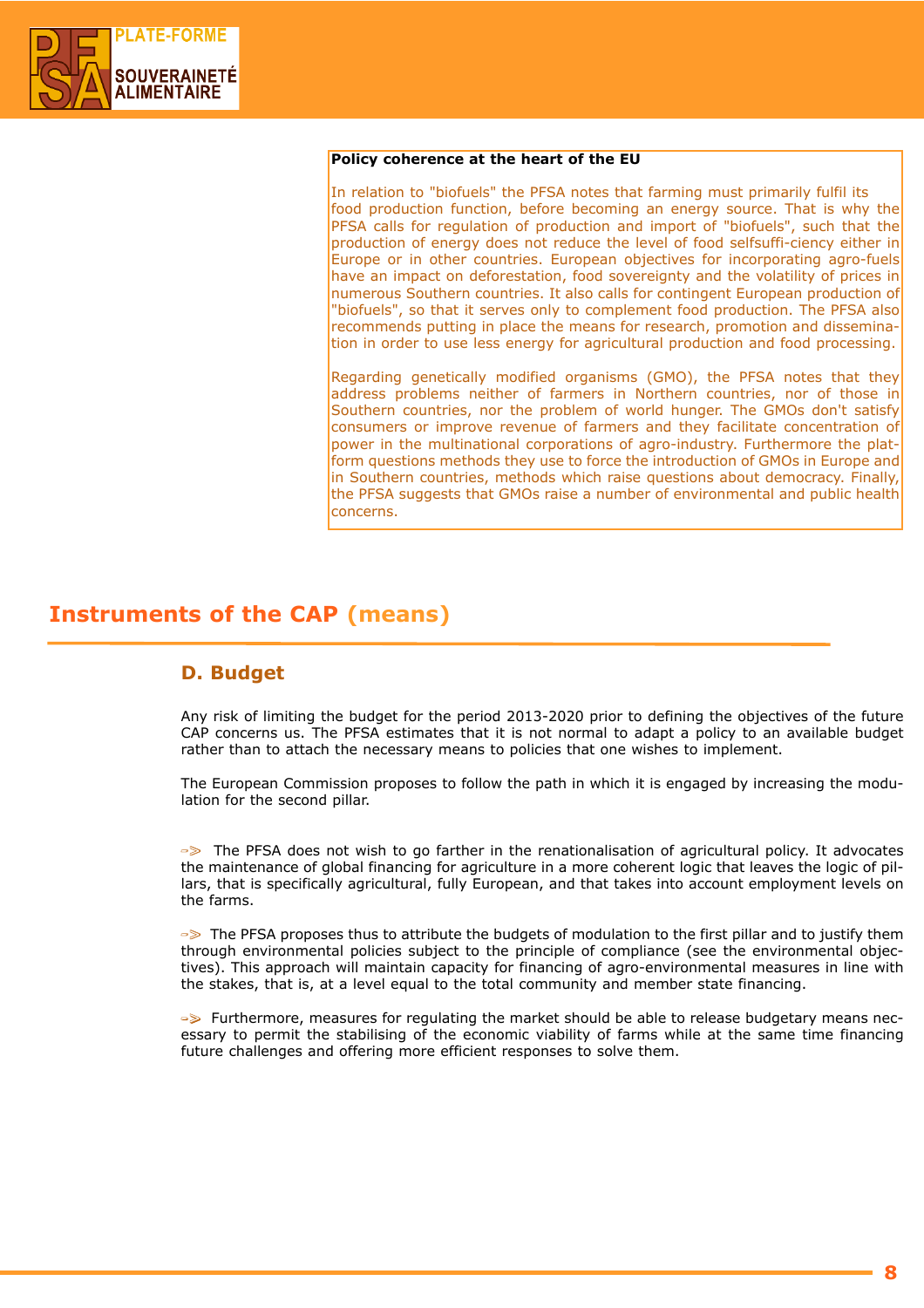**Policy coherence at the heart of the EU**

In relation to "biofuels" the PFSA notes that farming must primarily fulfil its food production function, before becoming an energy source. That is why the PFSA calls for regulation of production and import of "biofuels", such that the production of energy does not reduce the level of food selfsuffi-ciency either in Europe or in other countries. European objectives for incorporating agro-fuels have an impact on deforestation, food sovereignty and the volatility of prices in numerous Southern countries. It also calls for contingent European production of "biofuels", so that it serves only to complement food production. The PFSA also recommends putting in place the means for research, promotion and dissemination in order to use less energy for agricultural production and food processing.

Regarding genetically modified organisms (GMO), the PFSA notes that they address problems neither of farmers in Northern countries, nor of those in Southern countries, nor the problem of world hunger. The GMOs don't satisfy consumers or improve revenue of farmers and they facilitate concentration of power in the multinational corporations of agro-industry. Furthermore the platform questions methods they use to force the introduction of GMOs in Europe and in Southern countries, methods which raise questions about democracy. Finally, the PFSA suggests that GMOs raise a number of environmental and public health concerns.

## Instruments of the CAP (means)

### D. Budget

Any risk of limiting the budget for the period 2013-2020 prior to defining the objectives of the future CAP concerns us. The PFSA estimates that it is not normal to adapt a policy to an available budget rather than to attach the necessary means to policies that one wishes to implement.

The European Commission proposes to follow the path in which it is engaged by increasing the modulation for the second pillar.

➾ The PFSA does not wish to go farther in the renationalisation of agricultural policy. It advocates the maintenance of global financing for agriculture in a more coherent logic that leaves the logic of pillars, that is specifically agricultural, fully European, and that takes into account employment levels on the farms.

➾ The PFSA proposes thus to attribute the budgets of modulation to the first pillar and to justify them through environmental policies subject to the principle of compliance (see the environmental objectives). This approach will maintain capacity for financing of agro-environmental measures in line with the stakes, that is, at a level equal to the total community and member state financing.

➾ Furthermore, measures for regulating the market should be able to release budgetary means necessary to permit the stabilising of the economic viability of farms while at the same time financing future challenges and offering more efficient responses to solve them.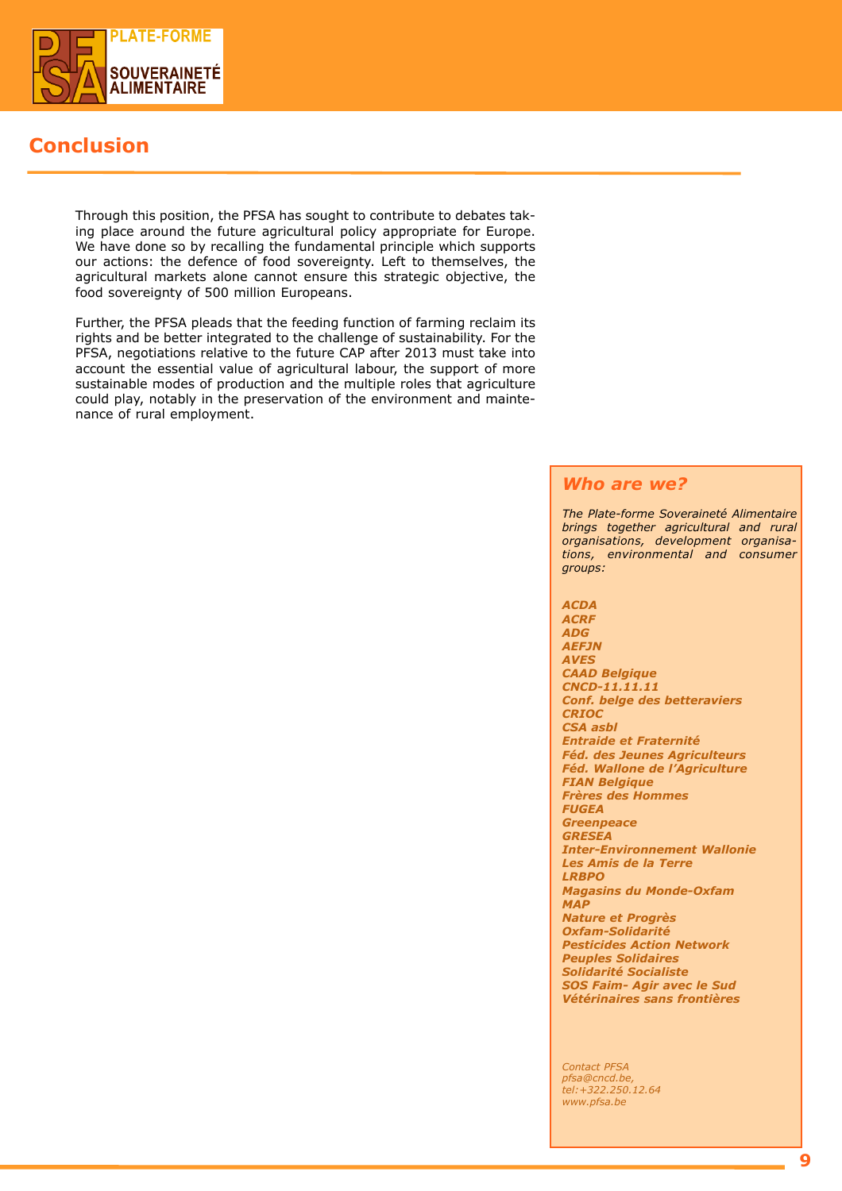## Conclusion

Through this position, the PFSA has sought to contribute to debates taking place around the future agricultural policy appropriate for Europe. We have done so by recalling the fundamental principle which supports our actions: the defence of food sovereignty. Left to themselves, the agricultural markets alone cannot ensure this strategic objective, the food sovereignty of 500 million Europeans.

Further, the PFSA pleads that the feeding function of farming reclaim its rights and be better integrated to the challenge of sustainability. For the PFSA, negotiations relative to the future CAP after 2013 must take into account the essential value of agricultural labour, the support of more sustainable modes of production and the multiple roles that agriculture could play, notably in the preservation of the environment and maintenance of rural employment.

### *Who are we?*

*The Plate-forme Soveraineté Alimentaire brings together agricultural and rural organisations, development organisations, environmental and consumer groups:*

***ACDA***
***ACRF***
***ADG***
***AEFJN***
***AVES***
***CAAD Belgique***
***CNCD-11.11.11***
***Conf. belge des betteraviers***
***CRIOC***
***CSA asbl***
***Entraide et Fraternité***
***Féd. des Jeunes Agriculteurs***
***Féd. Wallone de l'Agriculture***
***FIAN Belgique***
***Frères des Hommes***
***FUGEA***
***Greenpeace***
***GRESEA***
***Inter-Environnement Wallonie***
***Les Amis de la Terre***
***LRBPO***
***Magasins du Monde-Oxfam***
***MAP***
***Nature et Progrès***
***Oxfam-Solidarité***
***Pesticides Action Network***
***Peuples Solidaires***
***Solidarité Socialiste***
***SOS Faim- Agir avec le Sud***
***Vétérinaires sans frontières***

*Contact PFSA*
*pfsa@cncd.be,*
*tel:+322.250.12.64*
*www.pfsa.be*